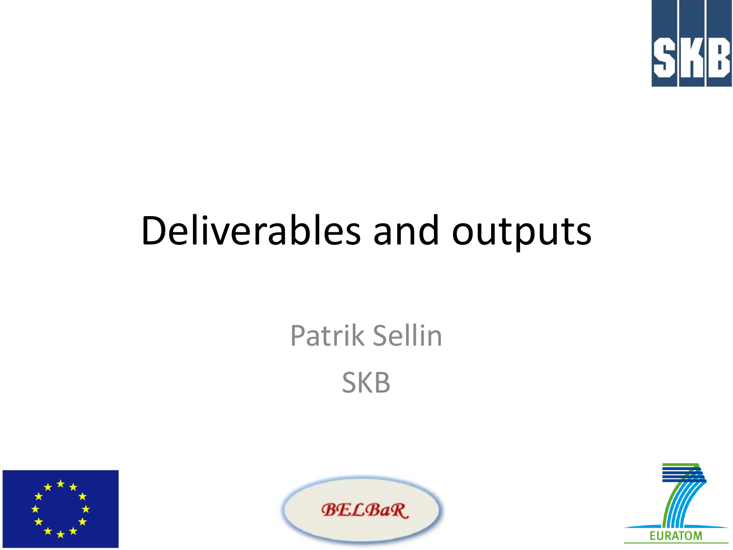# Deliverables and outputs

Patrik Sellin

SKB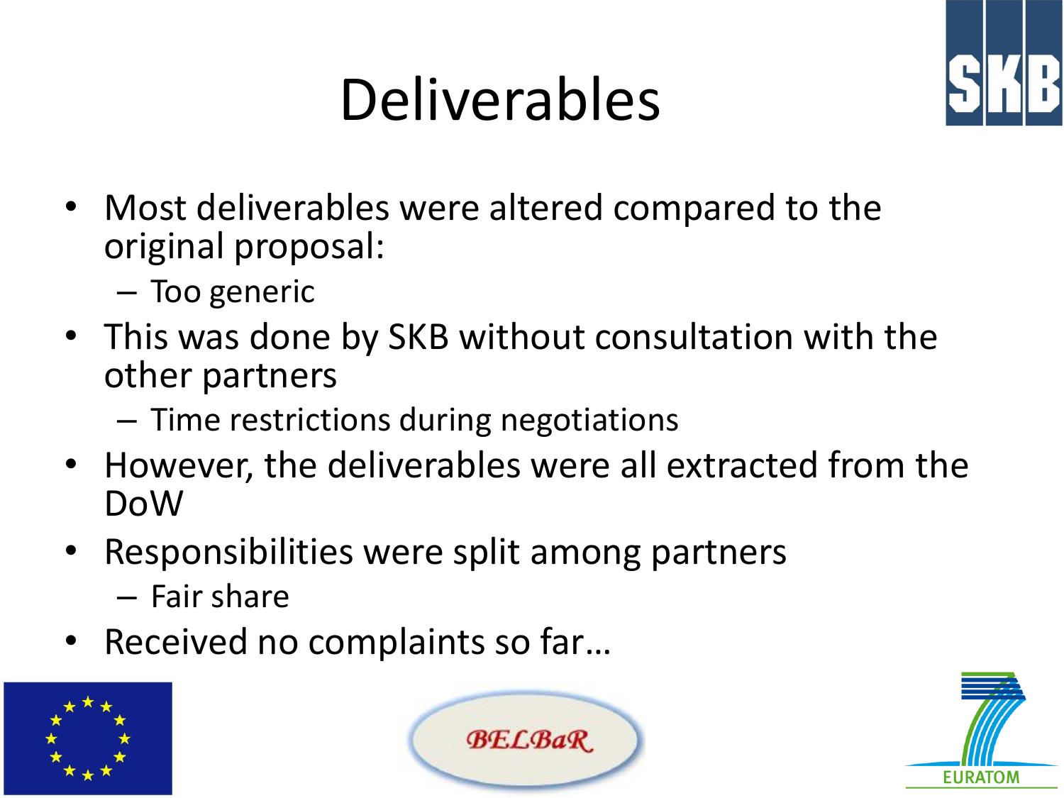# Deliverables

- Most deliverables were altered compared to the original proposal:
  - Too generic
- This was done by SKB without consultation with the other partners
  - Time restrictions during negotiations
- However, the deliverables were all extracted from the DoW
- Responsibilities were split among partners
  - Fair share
- Received no complaints so far…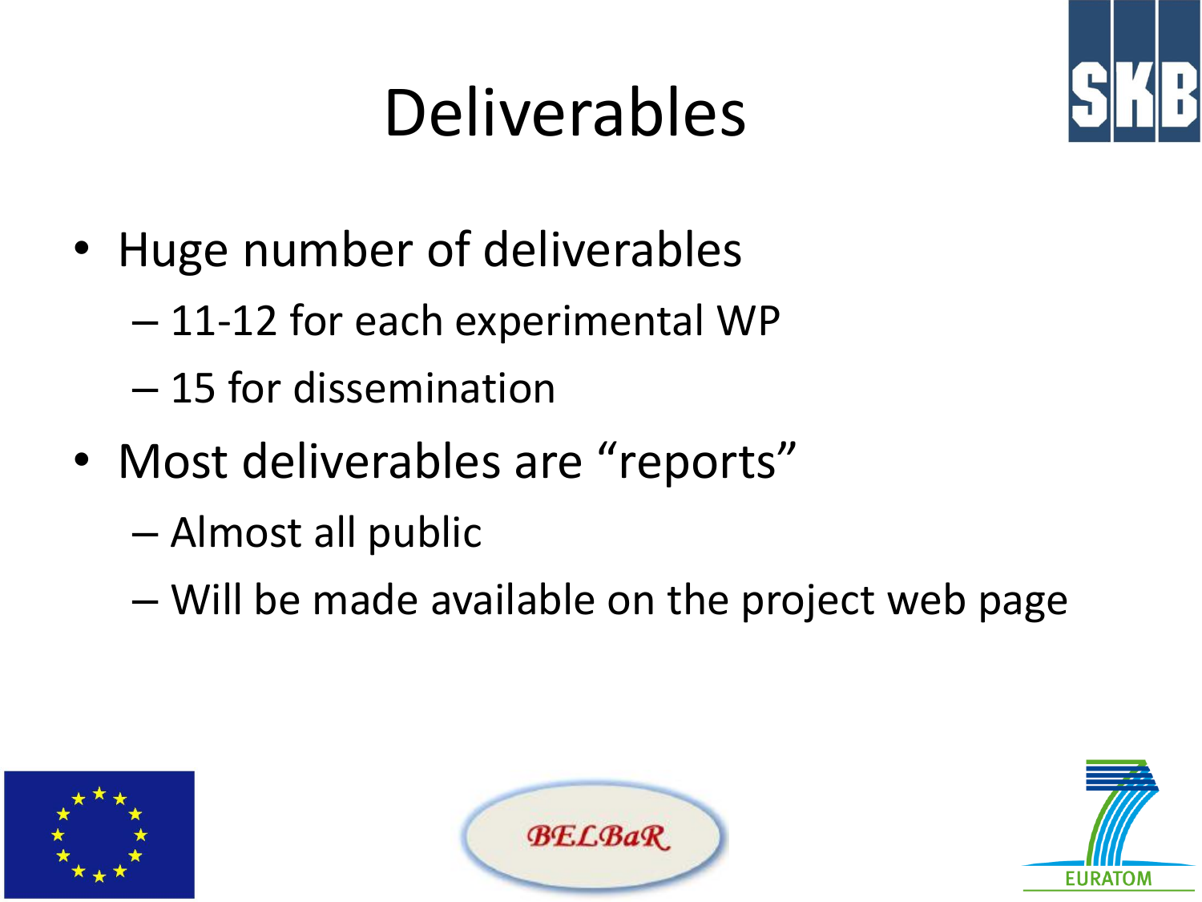# Deliverables

- Huge number of deliverables
  - 11-12 for each experimental WP
  - 15 for dissemination
- Most deliverables are "reports"
  - Almost all public
  - Will be made available on the project web page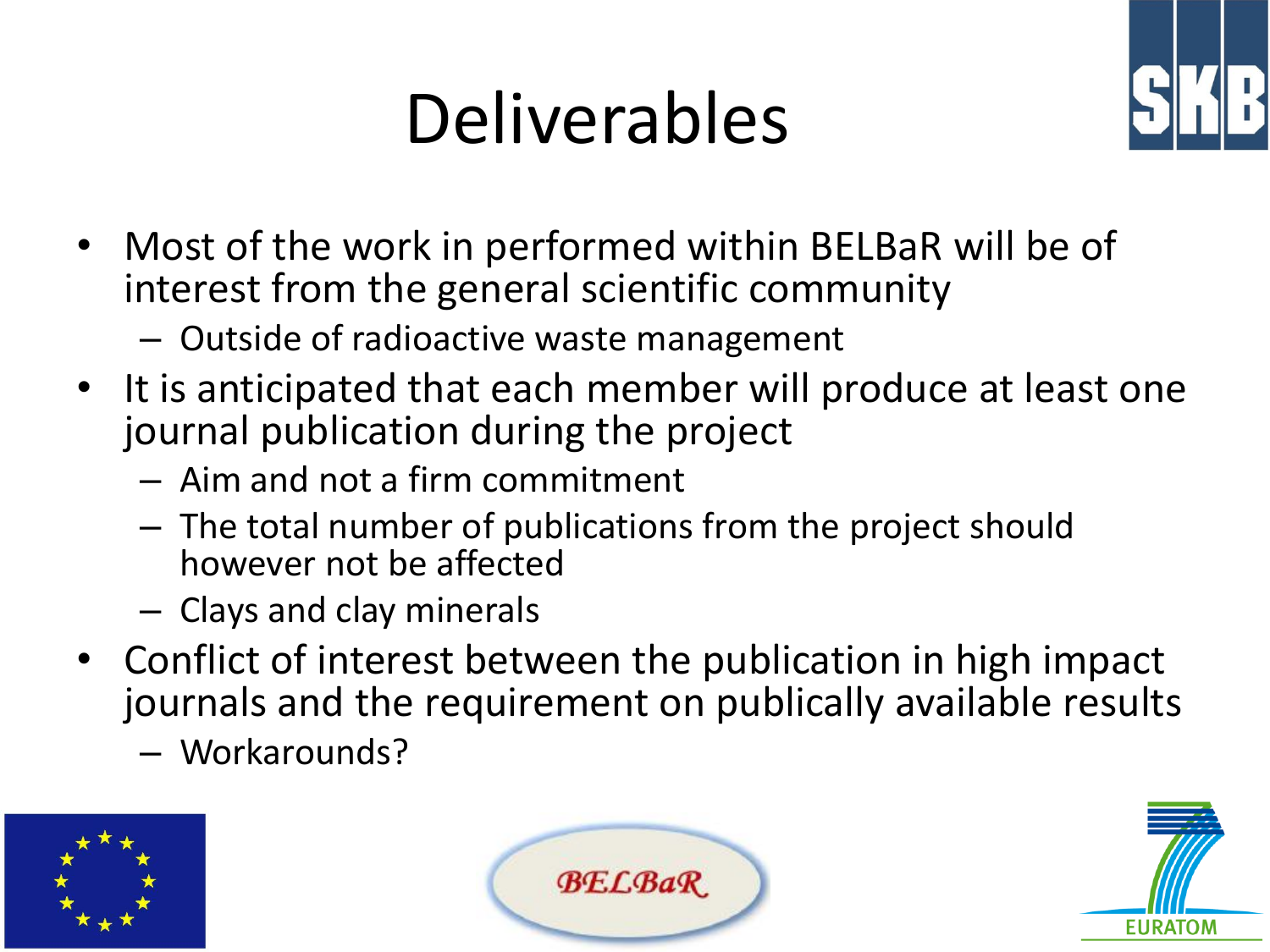# Deliverables

- Most of the work in performed within BELBaR will be of interest from the general scientific community
  - Outside of radioactive waste management
- It is anticipated that each member will produce at least one journal publication during the project
  - Aim and not a firm commitment
  - The total number of publications from the project should however not be affected
  - Clays and clay minerals
- Conflict of interest between the publication in high impact journals and the requirement on publically available results
  - Workarounds?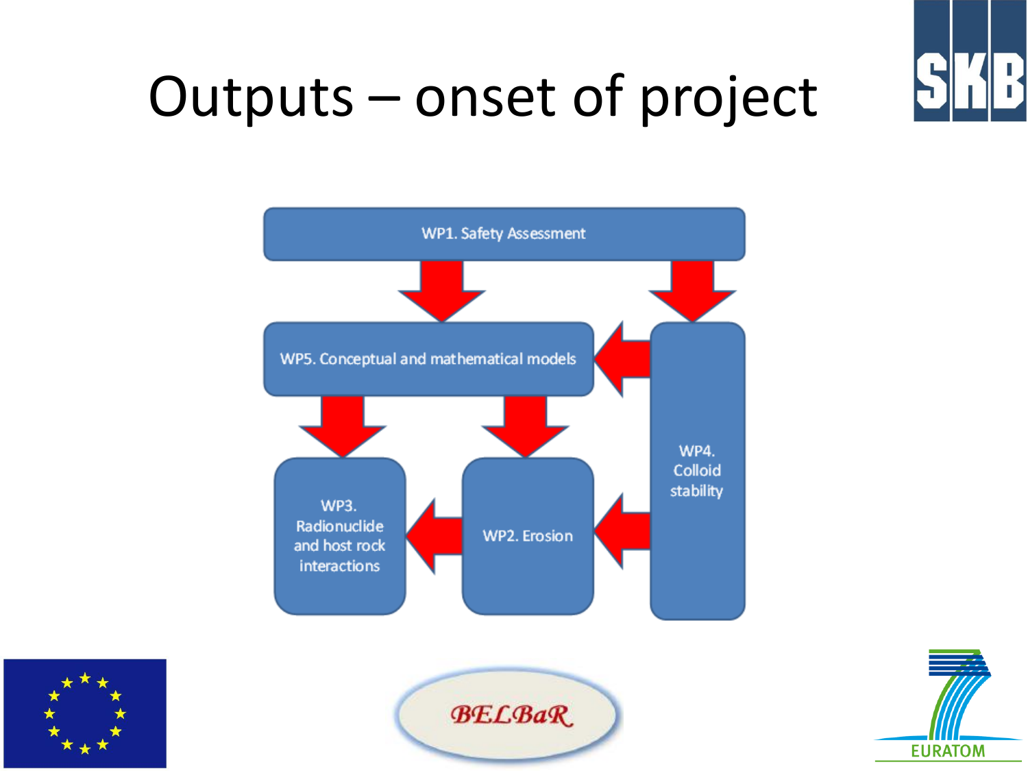# Outputs – onset of project

WP1. Safety Assessment

WP5. Conceptual and mathematical models

WP4. Colloid stability

WP3. Radionuclide and host rock interactions

WP2. Erosion

BELBaR

EURATOM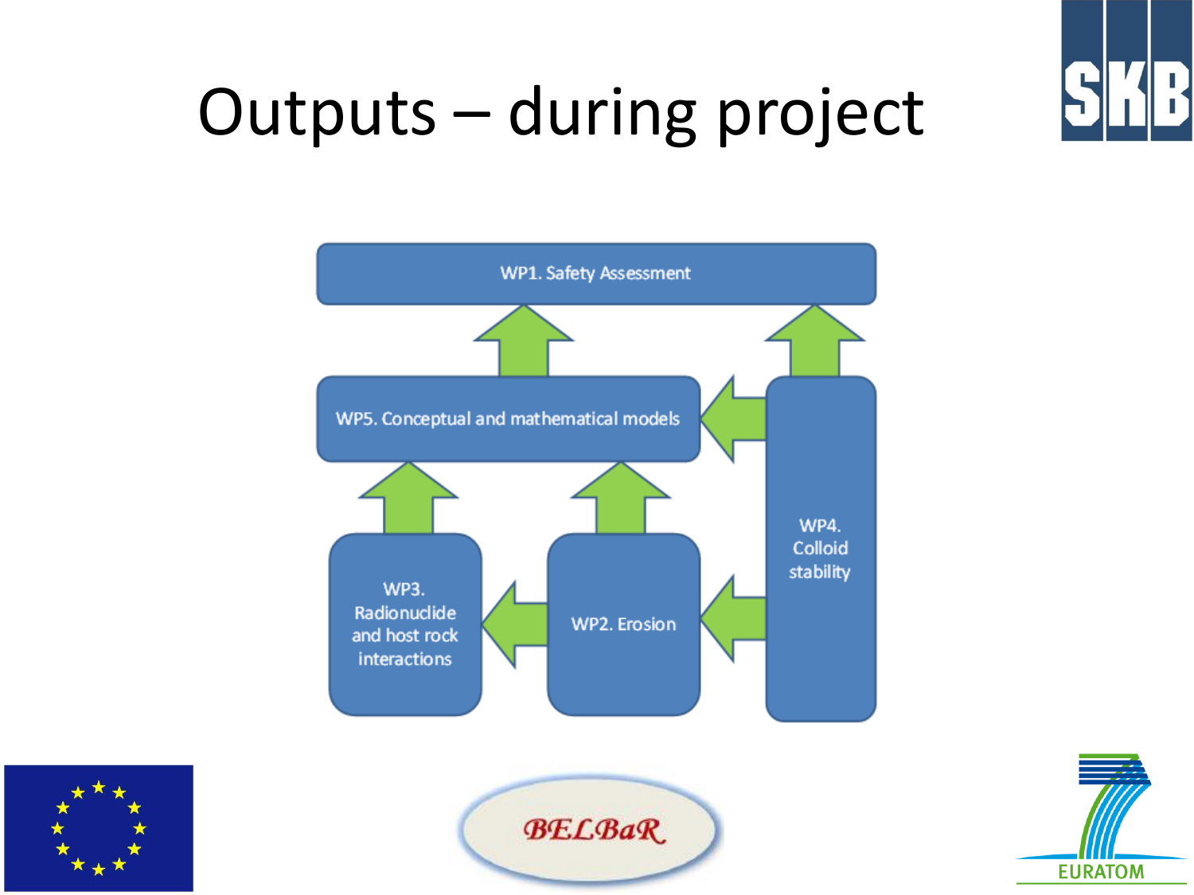# Outputs – during project

WP1. Safety Assessment

WP5. Conceptual and mathematical models

WP4. Colloid stability

WP3. Radionuclide and host rock interactions

WP2. Erosion

BELBaR

EURATOM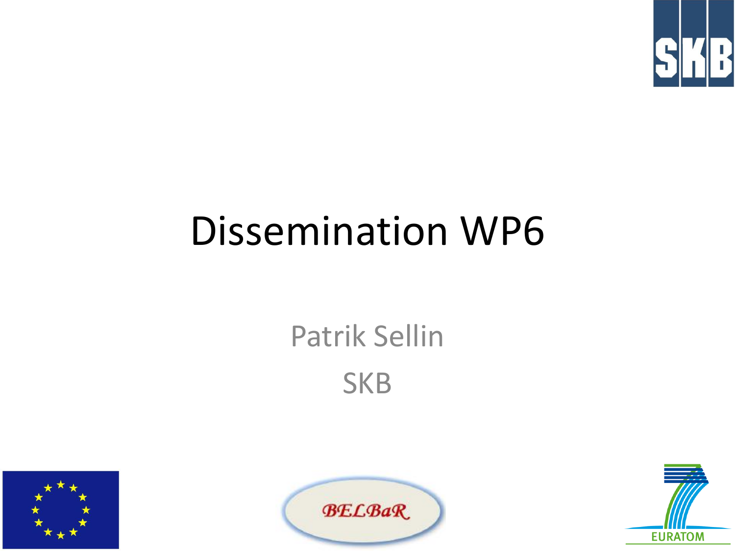# Dissemination WP6

Patrik Sellin

SKB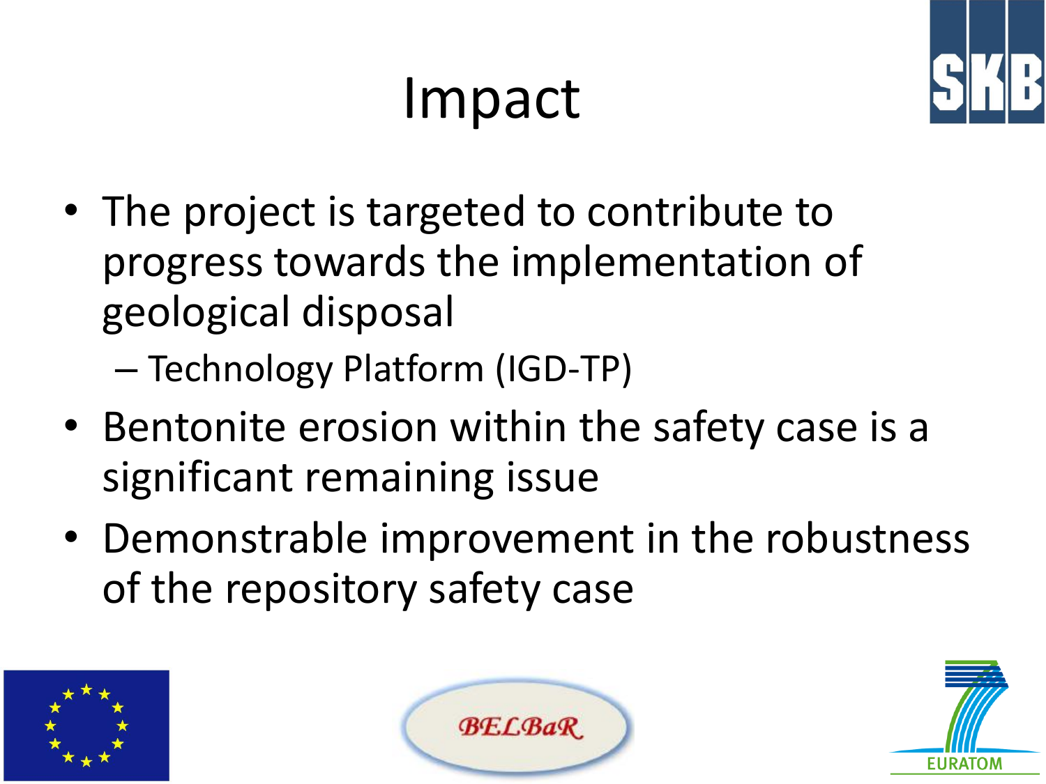# Impact

- The project is targeted to contribute to progress towards the implementation of geological disposal
  - Technology Platform (IGD-TP)
- Bentonite erosion within the safety case is a significant remaining issue
- Demonstrable improvement in the robustness of the repository safety case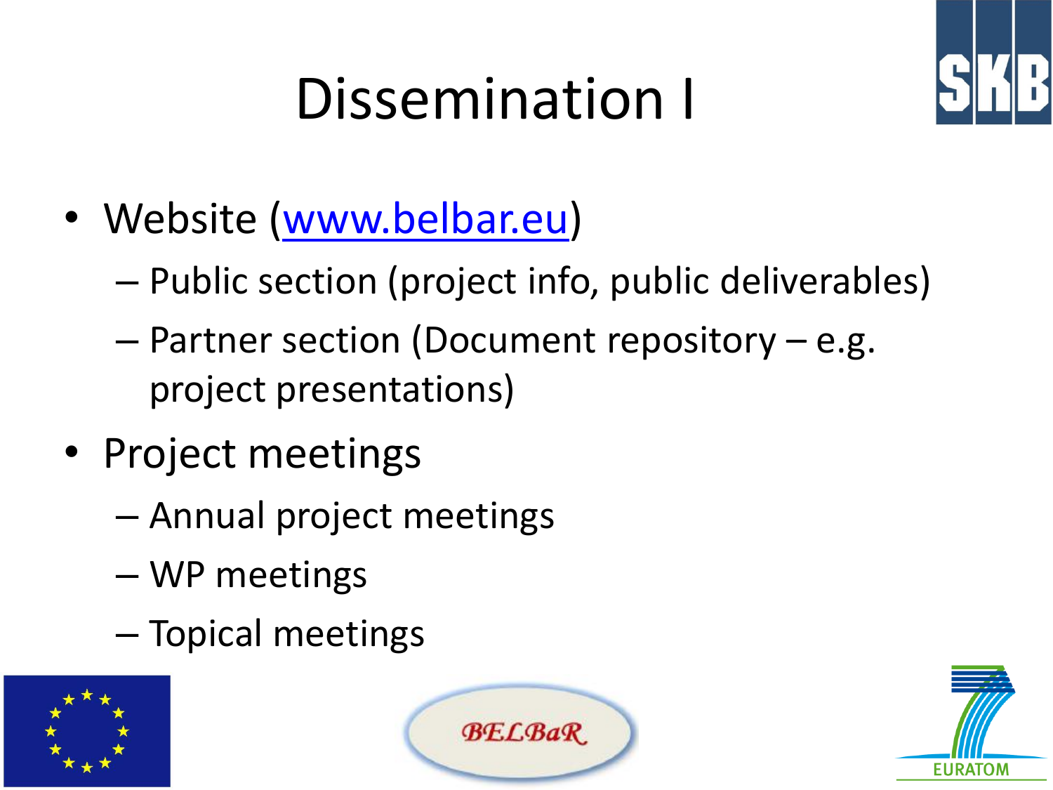# Dissemination I

- Website (www.belbar.eu)
  - Public section (project info, public deliverables)
  - Partner section (Document repository – e.g. project presentations)
- Project meetings
  - Annual project meetings
  - WP meetings
  - Topical meetings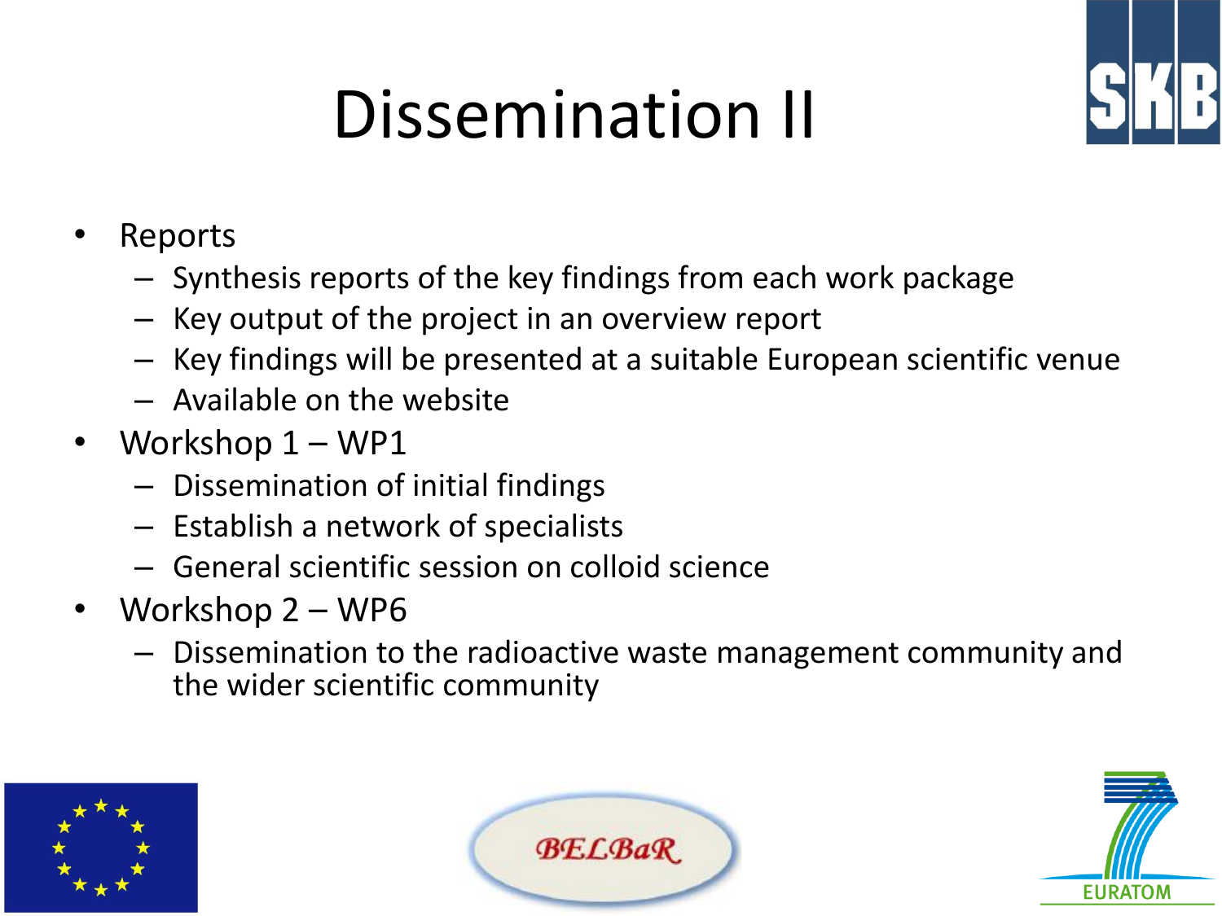# Dissemination II

- Reports
  - Synthesis reports of the key findings from each work package
  - Key output of the project in an overview report
  - Key findings will be presented at a suitable European scientific venue
  - Available on the website
- Workshop 1 – WP1
  - Dissemination of initial findings
  - Establish a network of specialists
  - General scientific session on colloid science
- Workshop 2 – WP6
  - Dissemination to the radioactive waste management community and the wider scientific community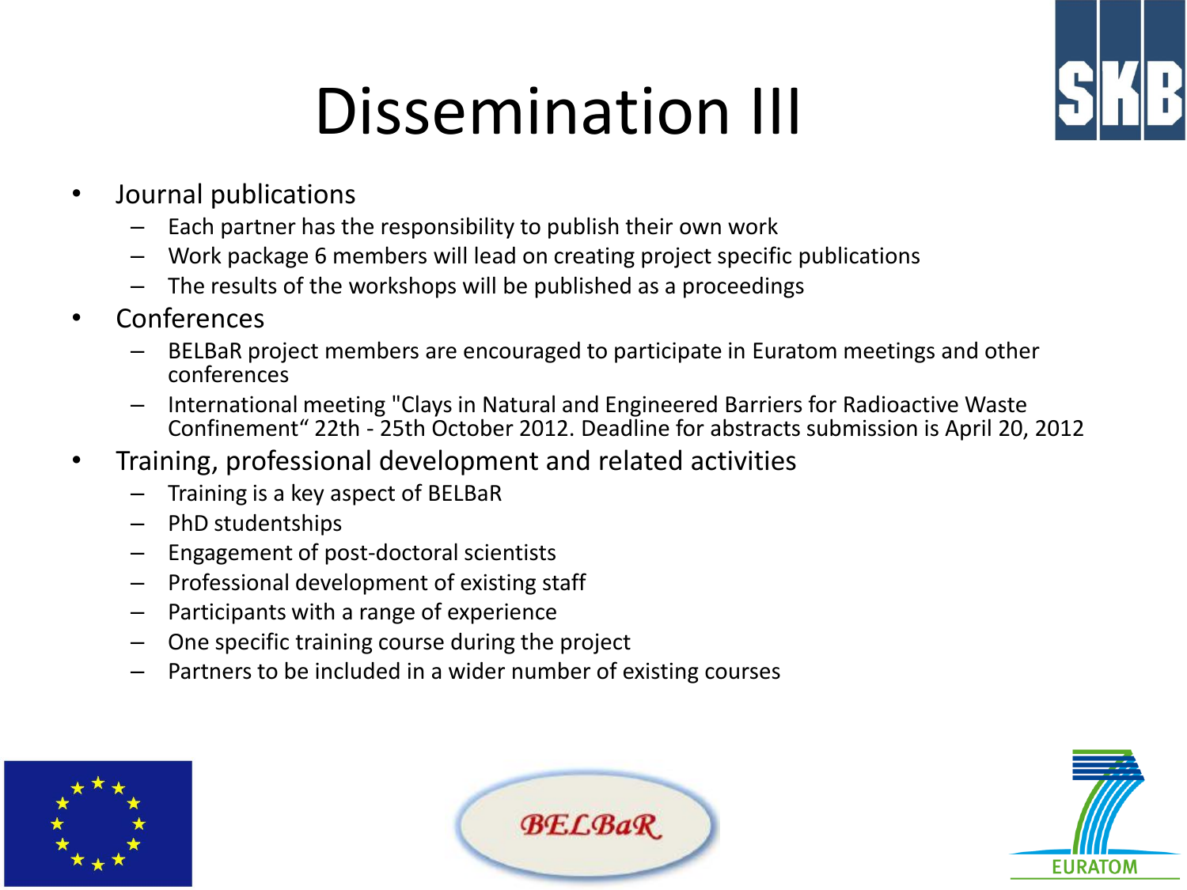# Dissemination III

- Journal publications
  - Each partner has the responsibility to publish their own work
  - Work package 6 members will lead on creating project specific publications
  - The results of the workshops will be published as a proceedings
- Conferences
  - BELBaR project members are encouraged to participate in Euratom meetings and other conferences
  - International meeting "Clays in Natural and Engineered Barriers for Radioactive Waste Confinement“ 22th - 25th October 2012. Deadline for abstracts submission is April 20, 2012
- Training, professional development and related activities
  - Training is a key aspect of BELBaR
  - PhD studentships
  - Engagement of post-doctoral scientists
  - Professional development of existing staff
  - Participants with a range of experience
  - One specific training course during the project
  - Partners to be included in a wider number of existing courses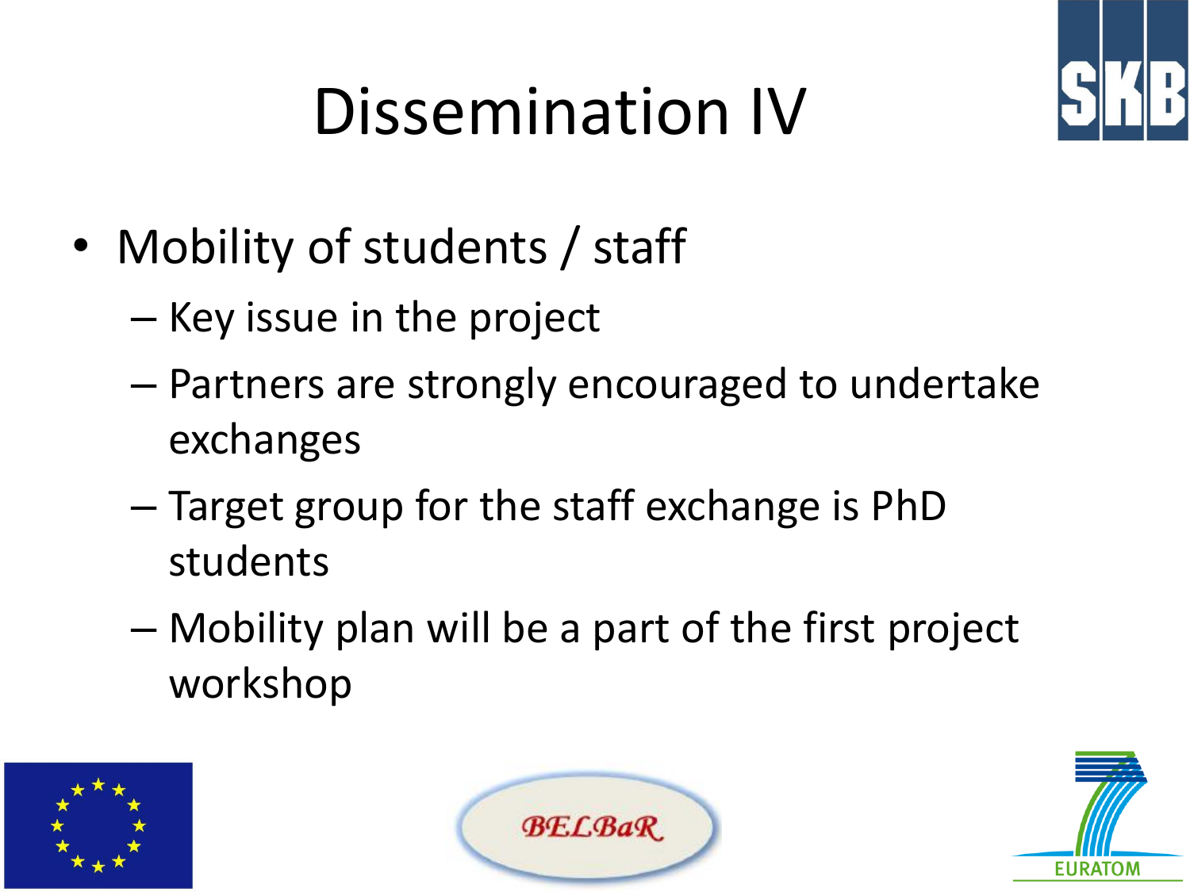# Dissemination IV

- Mobility of students / staff
  - Key issue in the project
  - Partners are strongly encouraged to undertake exchanges
  - Target group for the staff exchange is PhD students
  - Mobility plan will be a part of the first project workshop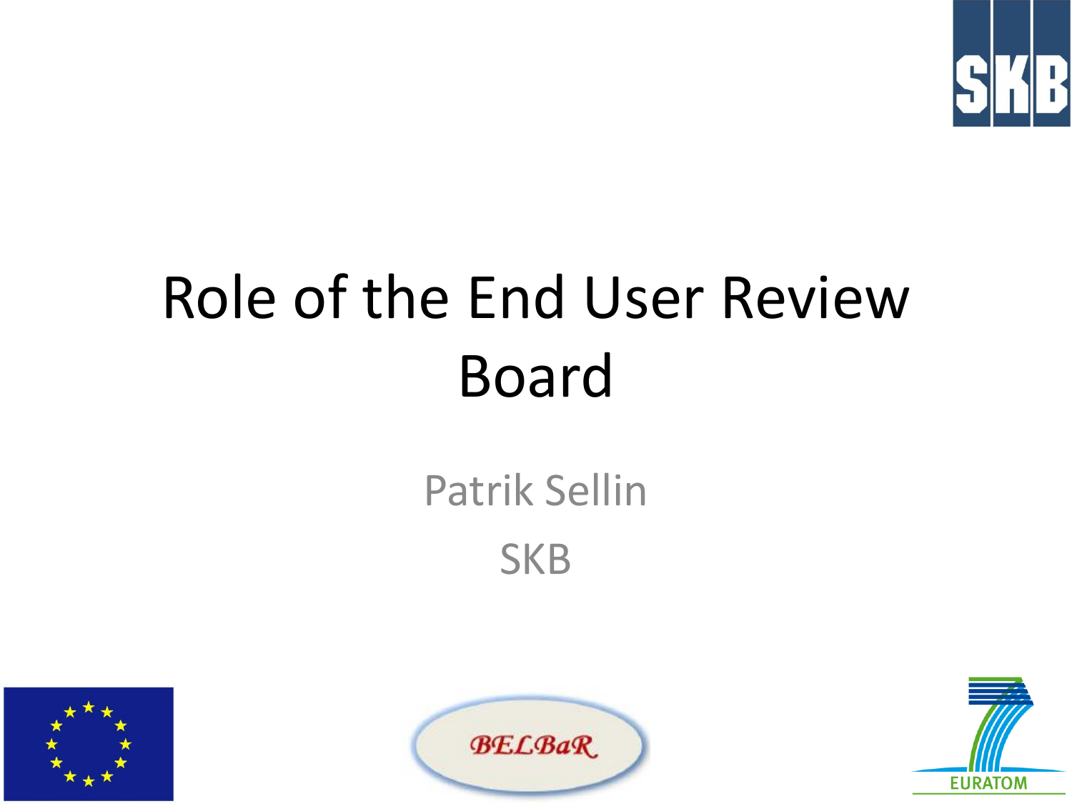# Role of the End User Review Board

Patrik Sellin

SKB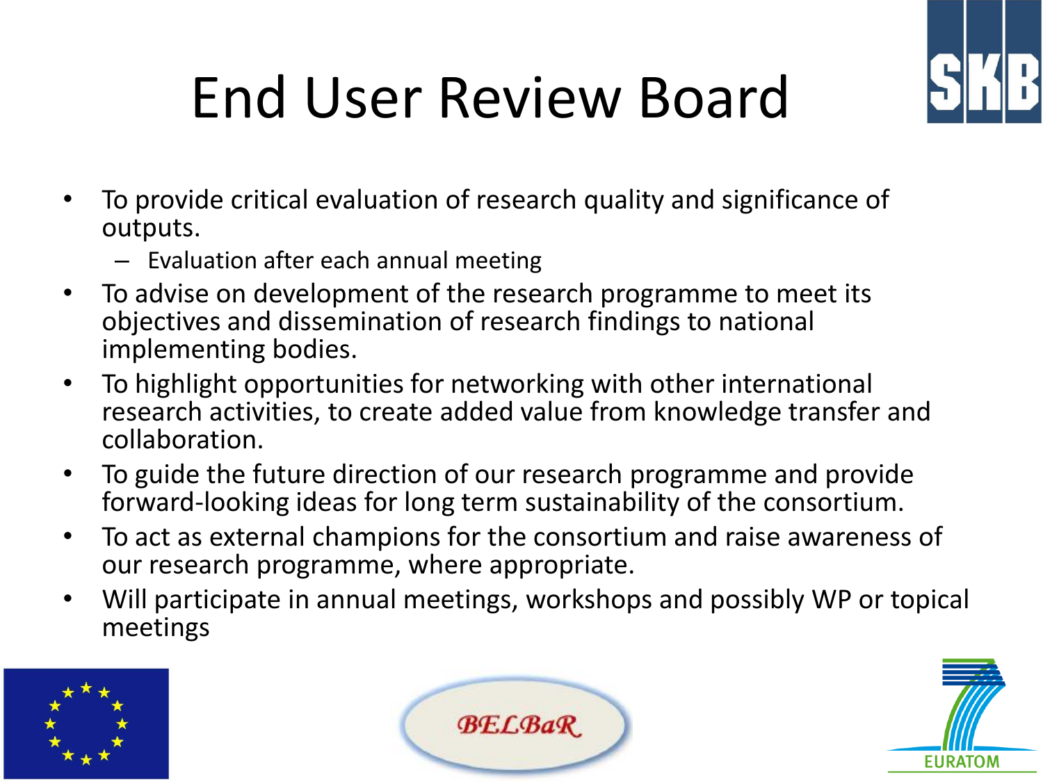# End User Review Board

- To provide critical evaluation of research quality and significance of outputs.
  - Evaluation after each annual meeting
- To advise on development of the research programme to meet its objectives and dissemination of research findings to national implementing bodies.
- To highlight opportunities for networking with other international research activities, to create added value from knowledge transfer and collaboration.
- To guide the future direction of our research programme and provide forward-looking ideas for long term sustainability of the consortium.
- To act as external champions for the consortium and raise awareness of our research programme, where appropriate.
- Will participate in annual meetings, workshops and possibly WP or topical meetings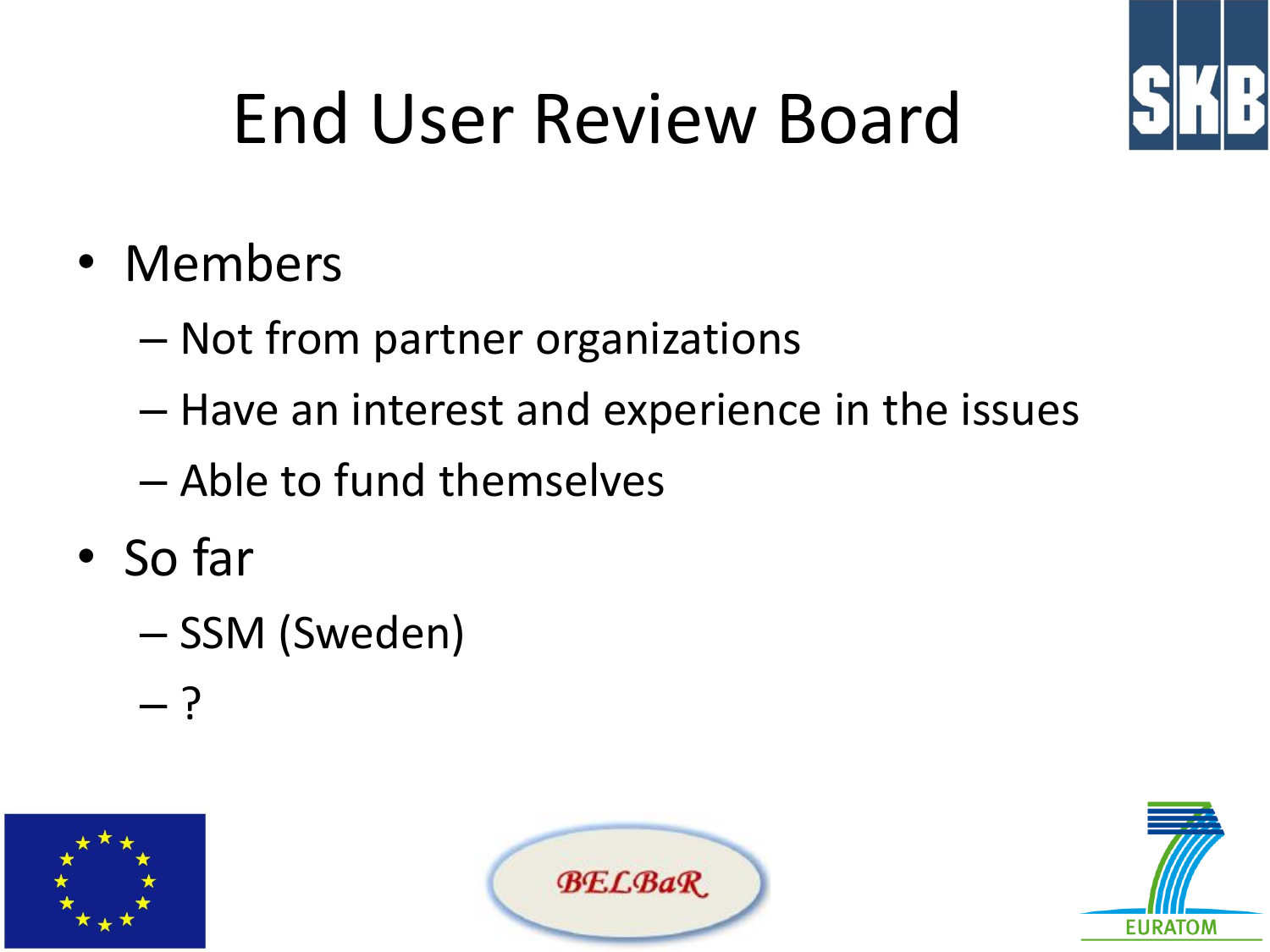# End User Review Board

- Members
  - Not from partner organizations
  - Have an interest and experience in the issues
  - Able to fund themselves
- So far
  - SSM (Sweden)
  - ?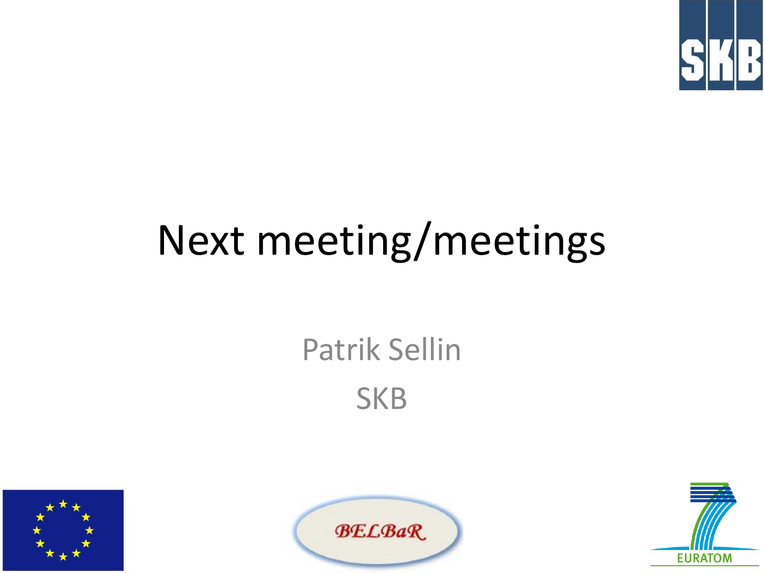# Next meeting/meetings

Patrik Sellin

SKB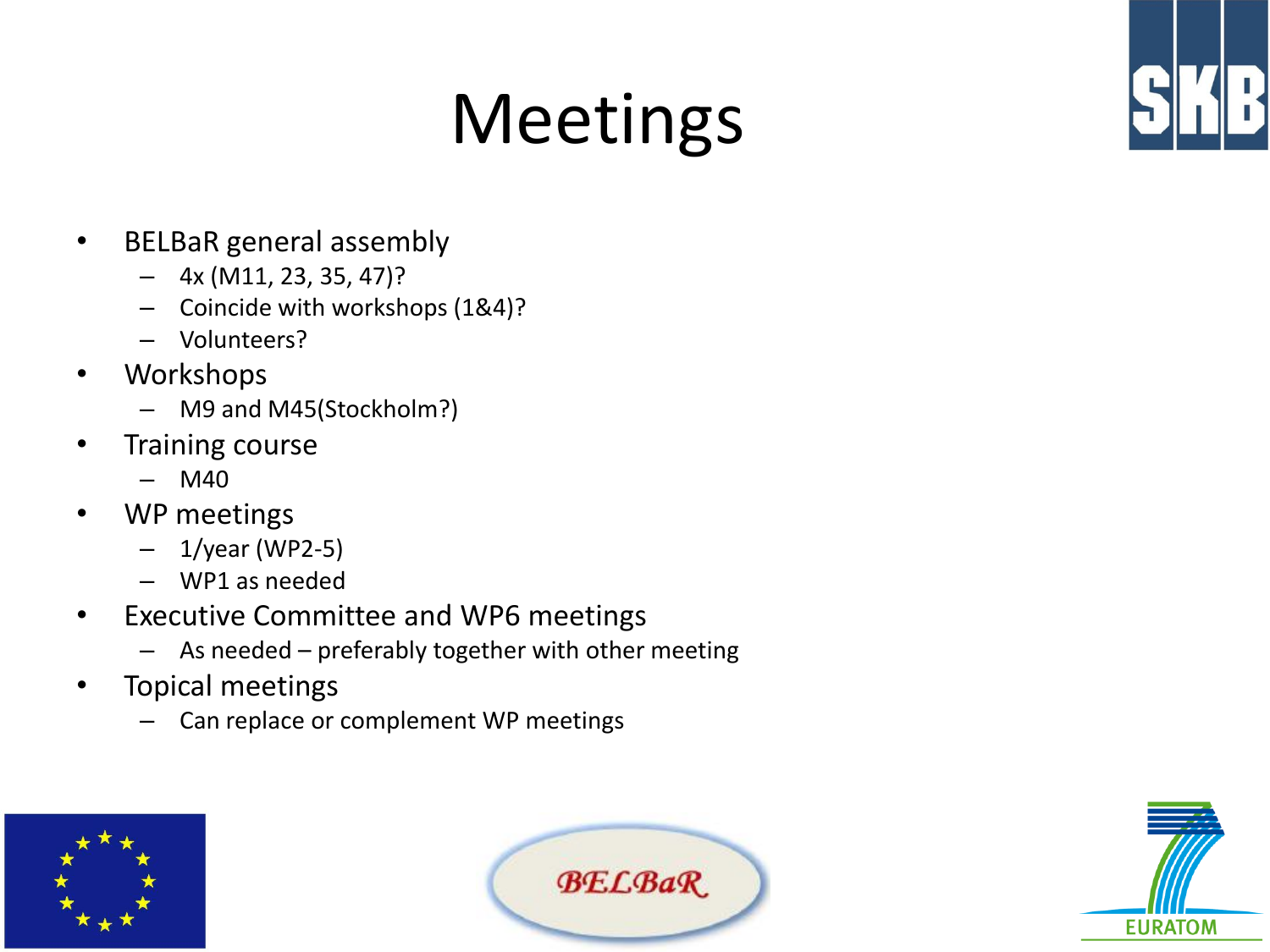# Meetings

- BELBaR general assembly
  - 4x (M11, 23, 35, 47)?
  - Coincide with workshops (1&4)?
  - Volunteers?
- Workshops
  - M9 and M45(Stockholm?)
- Training course
  - M40
- WP meetings
  - 1/year (WP2-5)
  - WP1 as needed
- Executive Committee and WP6 meetings
  - As needed – preferably together with other meeting
- Topical meetings
  - Can replace or complement WP meetings